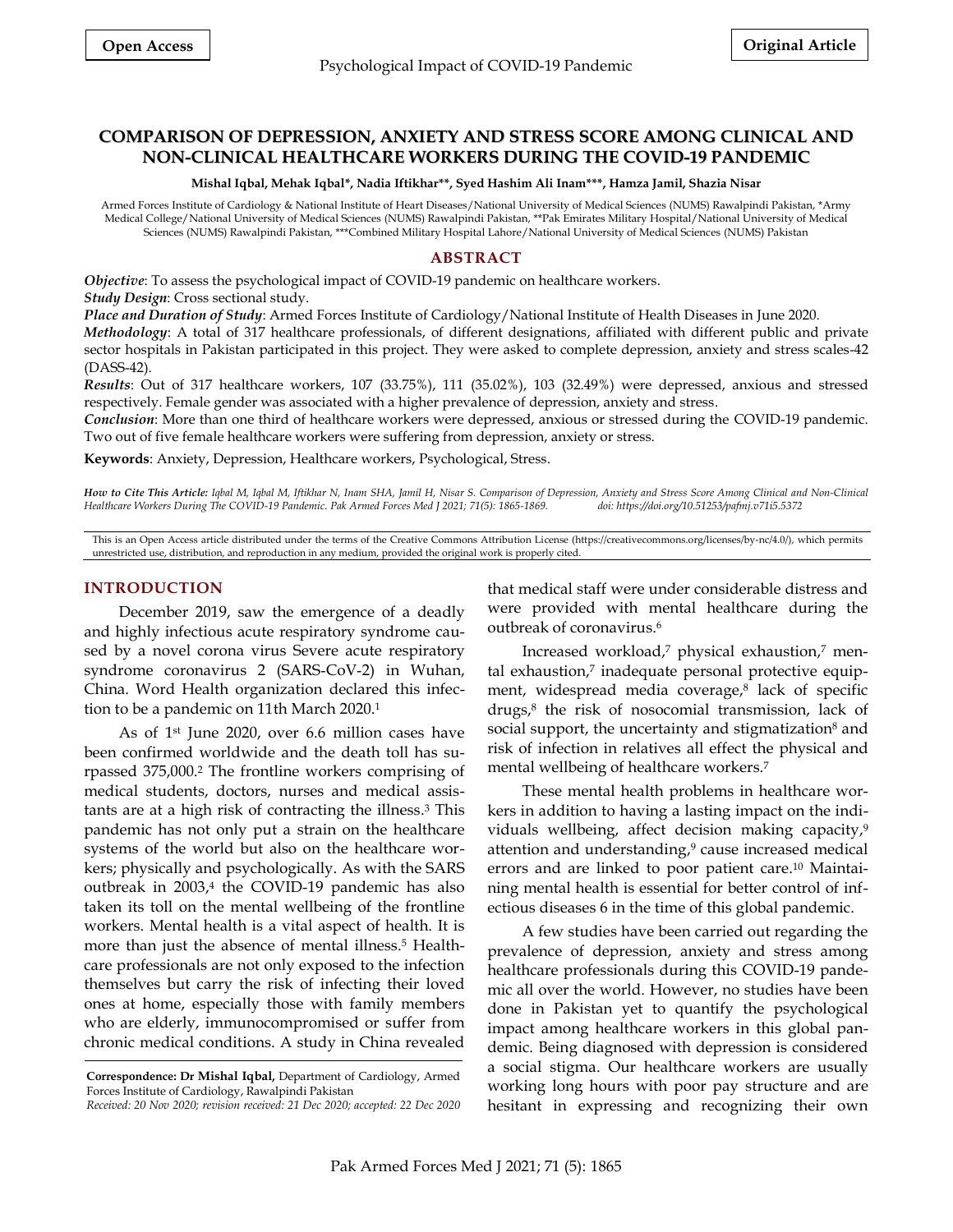Open Access

Original Article

# COMPARISON OF DEPRESSION, ANXIETY AND STRESS SCORE AMONG CLINICAL AND NON-CLINICAL HEALTHCARE WORKERS DURING THE COVID-19 PANDEMIC

**Mishal Iqbal, Mehak Iqbal\*, Nadia Iftikhar\*\*, Syed Hashim Ali Inam\*\*\*, Hamza Jamil, Shazia Nisar**

Armed Forces Institute of Cardiology & National Institute of Heart Diseases/National University of Medical Sciences (NUMS) Rawalpindi Pakistan, \*Army Medical College/National University of Medical Sciences (NUMS) Rawalpindi Pakistan, \*\*Pak Emirates Military Hospital/National University of Medical Sciences (NUMS) Rawalpindi Pakistan, \*\*\*Combined Military Hospital Lahore/National University of Medical Sciences (NUMS) Pakistan

## ABSTRACT

***Objective***: To assess the psychological impact of COVID-19 pandemic on healthcare workers.

***Study Design***: Cross sectional study.

***Place and Duration of Study***: Armed Forces Institute of Cardiology/National Institute of Health Diseases in June 2020.

***Methodology***: A total of 317 healthcare professionals, of different designations, affiliated with different public and private sector hospitals in Pakistan participated in this project. They were asked to complete depression, anxiety and stress scales-42 (DASS-42).

***Results***: Out of 317 healthcare workers, 107 (33.75%), 111 (35.02%), 103 (32.49%) were depressed, anxious and stressed respectively. Female gender was associated with a higher prevalence of depression, anxiety and stress.

***Conclusion***: More than one third of healthcare workers were depressed, anxious or stressed during the COVID-19 pandemic. Two out of five female healthcare workers were suffering from depression, anxiety or stress.

**Keywords**: Anxiety, Depression, Healthcare workers, Psychological, Stress.

*How to Cite This Article: Iqbal M, Iqbal M, Iftikhar N, Inam SHA, Jamil H, Nisar S. Comparison of Depression, Anxiety and Stress Score Among Clinical and Non-Clinical Healthcare Workers During The COVID-19 Pandemic. Pak Armed Forces Med J 2021; 71(5): 1865-1869. doi: https://doi.org/10.51253/pafmj.v71i5.5372*

This is an Open Access article distributed under the terms of the Creative Commons Attribution License (https://creativecommons.org/licenses/by-nc/4.0/), which permits unrestricted use, distribution, and reproduction in any medium, provided the original work is properly cited.

## INTRODUCTION

December 2019, saw the emergence of a deadly and highly infectious acute respiratory syndrome caused by a novel corona virus Severe acute respiratory syndrome coronavirus 2 (SARS-CoV-2) in Wuhan, China. Word Health organization declared this infection to be a pandemic on 11th March 2020.[1]

As of 1st June 2020, over 6.6 million cases have been confirmed worldwide and the death toll has surpassed 375,000.[2] The frontline workers comprising of medical students, doctors, nurses and medical assistants are at a high risk of contracting the illness.[3] This pandemic has not only put a strain on the healthcare systems of the world but also on the healthcare workers; physically and psychologically. As with the SARS outbreak in 2003,[4] the COVID-19 pandemic has also taken its toll on the mental wellbeing of the frontline workers. Mental health is a vital aspect of health. It is more than just the absence of mental illness.[5] Healthcare professionals are not only exposed to the infection themselves but carry the risk of infecting their loved ones at home, especially those with family members who are elderly, immunocompromised or suffer from chronic medical conditions. A study in China revealed that medical staff were under considerable distress and were provided with mental healthcare during the outbreak of coronavirus.[6]

Increased workload,[7] physical exhaustion,[7] mental exhaustion,[7] inadequate personal protective equipment, widespread media coverage,[8] lack of specific drugs,[8] the risk of nosocomial transmission, lack of social support, the uncertainty and stigmatization[8] and risk of infection in relatives all effect the physical and mental wellbeing of healthcare workers.[7]

These mental health problems in healthcare workers in addition to having a lasting impact on the individuals wellbeing, affect decision making capacity,[9] attention and understanding,[9] cause increased medical errors and are linked to poor patient care.[10] Maintaining mental health is essential for better control of infectious diseases 6 in the time of this global pandemic.

A few studies have been carried out regarding the prevalence of depression, anxiety and stress among healthcare professionals during this COVID-19 pandemic all over the world. However, no studies have been done in Pakistan yet to quantify the psychological impact among healthcare workers in this global pandemic. Being diagnosed with depression is considered a social stigma. Our healthcare workers are usually working long hours with poor pay structure and are hesitant in expressing and recognizing their own

**Correspondence: Dr Mishal Iqbal,** Department of Cardiology, Armed Forces Institute of Cardiology, Rawalpindi Pakistan
*Received: 20 Nov 2020; revision received: 21 Dec 2020; accepted: 22 Dec 2020*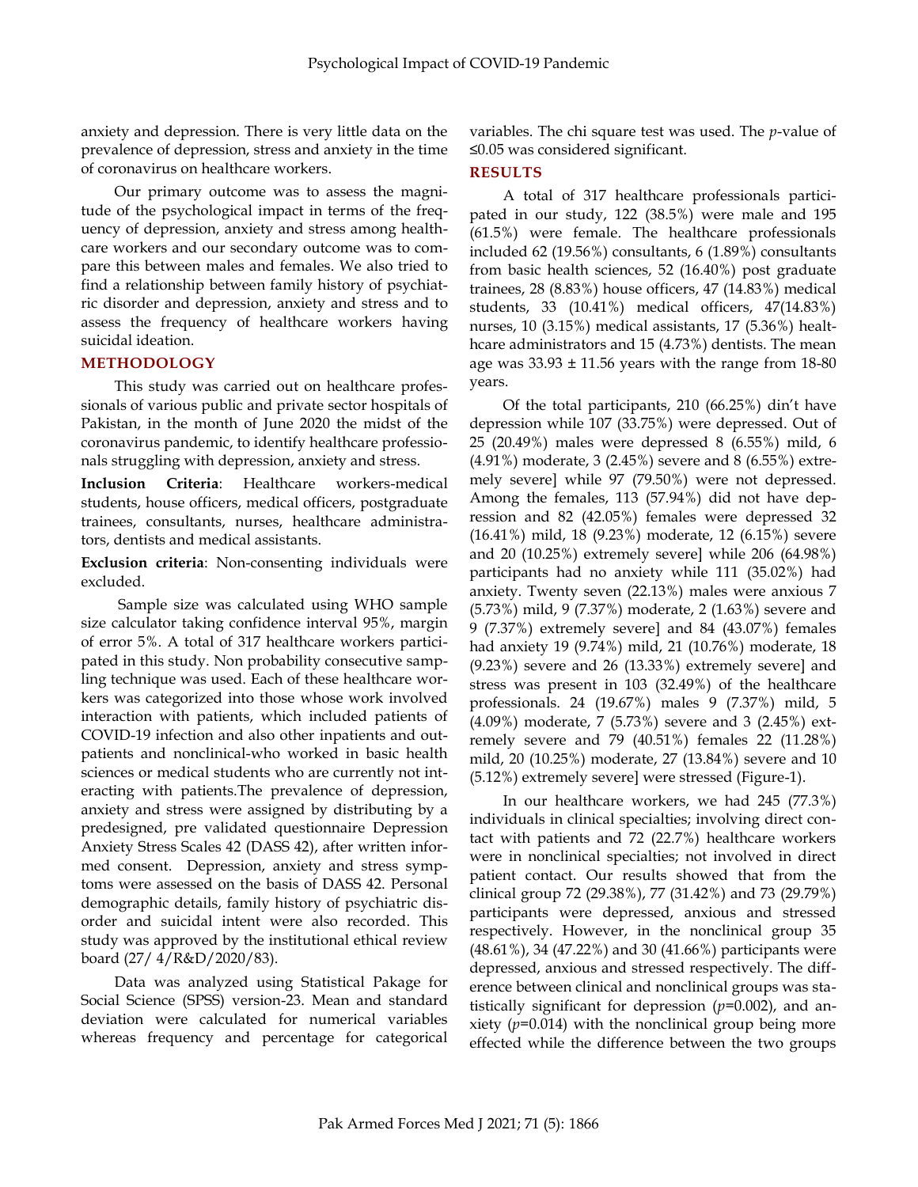anxiety and depression. There is very little data on the prevalence of depression, stress and anxiety in the time of coronavirus on healthcare workers.

Our primary outcome was to assess the magnitude of the psychological impact in terms of the frequency of depression, anxiety and stress among healthcare workers and our secondary outcome was to compare this between males and females. We also tried to find a relationship between family history of psychiatric disorder and depression, anxiety and stress and to assess the frequency of healthcare workers having suicidal ideation.

## METHODOLOGY

This study was carried out on healthcare professionals of various public and private sector hospitals of Pakistan, in the month of June 2020 the midst of the coronavirus pandemic, to identify healthcare professionals struggling with depression, anxiety and stress.

**Inclusion Criteria**: Healthcare workers-medical students, house officers, medical officers, postgraduate trainees, consultants, nurses, healthcare administrators, dentists and medical assistants.

**Exclusion criteria**: Non-consenting individuals were excluded.

Sample size was calculated using WHO sample size calculator taking confidence interval 95%, margin of error 5%. A total of 317 healthcare workers participated in this study. Non probability consecutive sampling technique was used. Each of these healthcare workers was categorized into those whose work involved interaction with patients, which included patients of COVID-19 infection and also other inpatients and outpatients and nonclinical-who worked in basic health sciences or medical students who are currently not interacting with patients.The prevalence of depression, anxiety and stress were assigned by distributing by a predesigned, pre validated questionnaire Depression Anxiety Stress Scales 42 (DASS 42), after written informed consent. Depression, anxiety and stress symptoms were assessed on the basis of DASS 42. Personal demographic details, family history of psychiatric disorder and suicidal intent were also recorded. This study was approved by the institutional ethical review board (27/ 4/R&D/2020/83).

Data was analyzed using Statistical Pakage for Social Science (SPSS) version-23. Mean and standard deviation were calculated for numerical variables whereas frequency and percentage for categorical variables. The chi square test was used. The *p*-value of ≤0.05 was considered significant.

## RESULTS

A total of 317 healthcare professionals participated in our study, 122 (38.5%) were male and 195 (61.5%) were female. The healthcare professionals included 62 (19.56%) consultants, 6 (1.89%) consultants from basic health sciences, 52 (16.40%) post graduate trainees, 28 (8.83%) house officers, 47 (14.83%) medical students, 33 (10.41%) medical officers, 47(14.83%) nurses, 10 (3.15%) medical assistants, 17 (5.36%) healthcare administrators and 15 (4.73%) dentists. The mean age was 33.93 ± 11.56 years with the range from 18-80 years.

Of the total participants, 210 (66.25%) din't have depression while 107 (33.75%) were depressed. Out of 25 (20.49%) males were depressed 8 (6.55%) mild, 6 (4.91%) moderate, 3 (2.45%) severe and 8 (6.55%) extremely severe] while 97 (79.50%) were not depressed. Among the females, 113 (57.94%) did not have depression and 82 (42.05%) females were depressed 32 (16.41%) mild, 18 (9.23%) moderate, 12 (6.15%) severe and 20 (10.25%) extremely severe] while 206 (64.98%) participants had no anxiety while 111 (35.02%) had anxiety. Twenty seven (22.13%) males were anxious 7 (5.73%) mild, 9 (7.37%) moderate, 2 (1.63%) severe and 9 (7.37%) extremely severe] and 84 (43.07%) females had anxiety 19 (9.74%) mild, 21 (10.76%) moderate, 18 (9.23%) severe and 26 (13.33%) extremely severe] and stress was present in 103 (32.49%) of the healthcare professionals. 24 (19.67%) males 9 (7.37%) mild, 5 (4.09%) moderate, 7 (5.73%) severe and 3 (2.45%) extremely severe and 79 (40.51%) females 22 (11.28%) mild, 20 (10.25%) moderate, 27 (13.84%) severe and 10 (5.12%) extremely severe] were stressed (Figure-1).

In our healthcare workers, we had 245 (77.3%) individuals in clinical specialties; involving direct contact with patients and 72 (22.7%) healthcare workers were in nonclinical specialties; not involved in direct patient contact. Our results showed that from the clinical group 72 (29.38%), 77 (31.42%) and 73 (29.79%) participants were depressed, anxious and stressed respectively. However, in the nonclinical group 35 (48.61%), 34 (47.22%) and 30 (41.66%) participants were depressed, anxious and stressed respectively. The difference between clinical and nonclinical groups was statistically significant for depression ($p$=0.002), and anxiety ($p$=0.014) with the nonclinical group being more effected while the difference between the two groups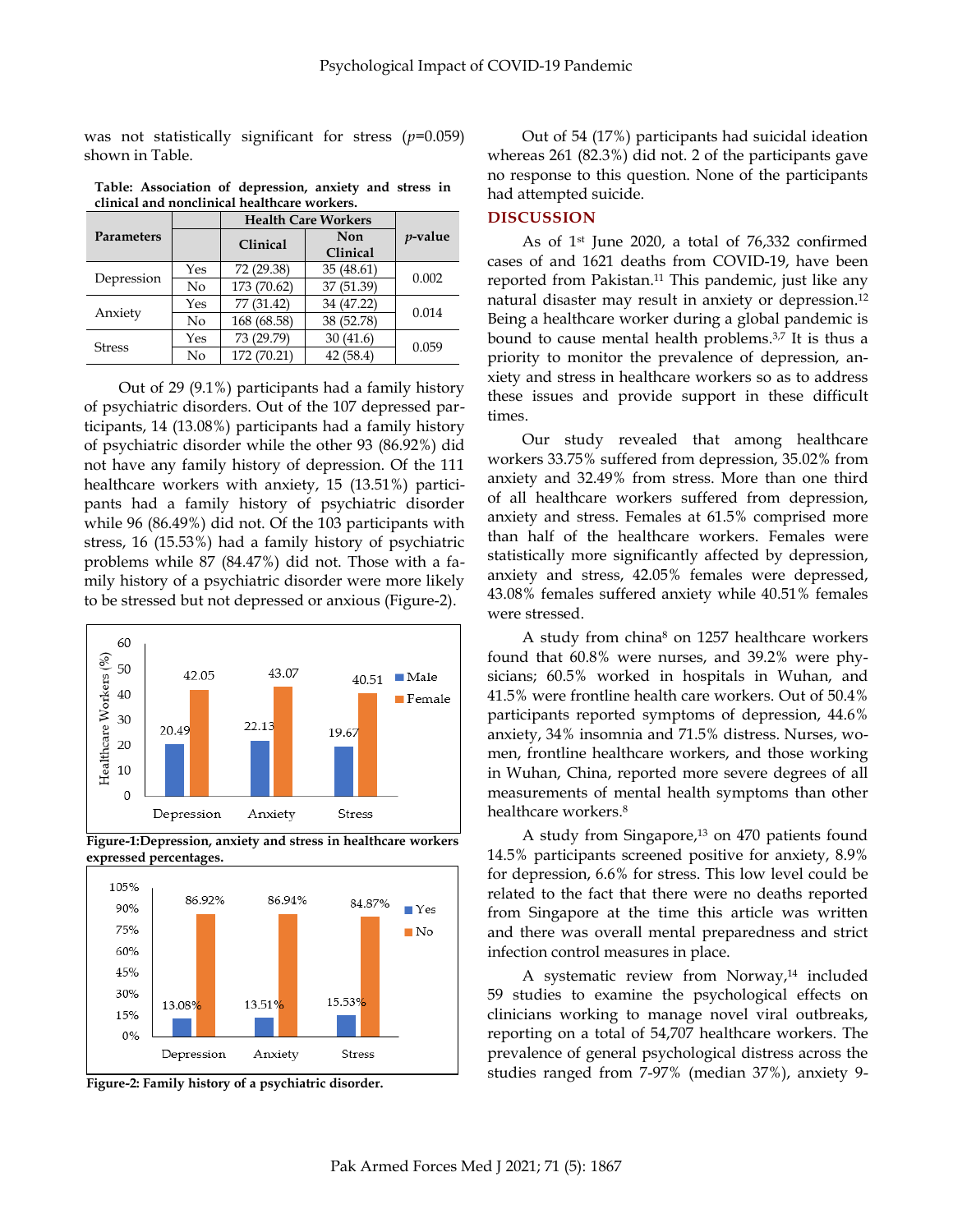was not statistically significant for stress ($p$=0.059) shown in Table.

**Table: Association of depression, anxiety and stress in clinical and nonclinical healthcare workers.**

| Parameters | | Health Care Workers | | *p*-value |
|---|---|---|---|---|
| | | Clinical | Non Clinical | |
| Depression | Yes | 72 (29.38) | 35 (48.61) | 0.002 |
| | No | 173 (70.62) | 37 (51.39) | |
| Anxiety | Yes | 77 (31.42) | 34 (47.22) | 0.014 |
| | No | 168 (68.58) | 38 (52.78) | |
| Stress | Yes | 73 (29.79) | 30 (41.6) | 0.059 |
| | No | 172 (70.21) | 42 (58.4) | |

Out of 29 (9.1%) participants had a family history of psychiatric disorders. Out of the 107 depressed participants, 14 (13.08%) participants had a family history of psychiatric disorder while the other 93 (86.92%) did not have any family history of depression. Of the 111 healthcare workers with anxiety, 15 (13.51%) participants had a family history of psychiatric disorder while 96 (86.49%) did not. Of the 103 participants with stress, 16 (15.53%) had a family history of psychiatric problems while 87 (84.47%) did not. Those with a family history of a psychiatric disorder were more likely to be stressed but not depressed or anxious (Figure-2).

**Figure-1:Depression, anxiety and stress in healthcare workers expressed percentages.**

**Figure-2: Family history of a psychiatric disorder.**

Out of 54 (17%) participants had suicidal ideation whereas 261 (82.3%) did not. 2 of the participants gave no response to this question. None of the participants had attempted suicide.

## DISCUSSION

As of 1st June 2020, a total of 76,332 confirmed cases of and 1621 deaths from COVID-19, have been reported from Pakistan.[11] This pandemic, just like any natural disaster may result in anxiety or depression.[12] Being a healthcare worker during a global pandemic is bound to cause mental health problems.[3,7] It is thus a priority to monitor the prevalence of depression, anxiety and stress in healthcare workers so as to address these issues and provide support in these difficult times.

Our study revealed that among healthcare workers 33.75% suffered from depression, 35.02% from anxiety and 32.49% from stress. More than one third of all healthcare workers suffered from depression, anxiety and stress. Females at 61.5% comprised more than half of the healthcare workers. Females were statistically more significantly affected by depression, anxiety and stress, 42.05% females were depressed, 43.08% females suffered anxiety while 40.51% females were stressed.

A study from china[8] on 1257 healthcare workers found that 60.8% were nurses, and 39.2% were physicians; 60.5% worked in hospitals in Wuhan, and 41.5% were frontline health care workers. Out of 50.4% participants reported symptoms of depression, 44.6% anxiety, 34% insomnia and 71.5% distress. Nurses, women, frontline healthcare workers, and those working in Wuhan, China, reported more severe degrees of all measurements of mental health symptoms than other healthcare workers.[8]

A study from Singapore,[13] on 470 patients found 14.5% participants screened positive for anxiety, 8.9% for depression, 6.6% for stress. This low level could be related to the fact that there were no deaths reported from Singapore at the time this article was written and there was overall mental preparedness and strict infection control measures in place.

A systematic review from Norway,[14] included 59 studies to examine the psychological effects on clinicians working to manage novel viral outbreaks, reporting on a total of 54,707 healthcare workers. The prevalence of general psychological distress across the studies ranged from 7-97% (median 37%), anxiety 9-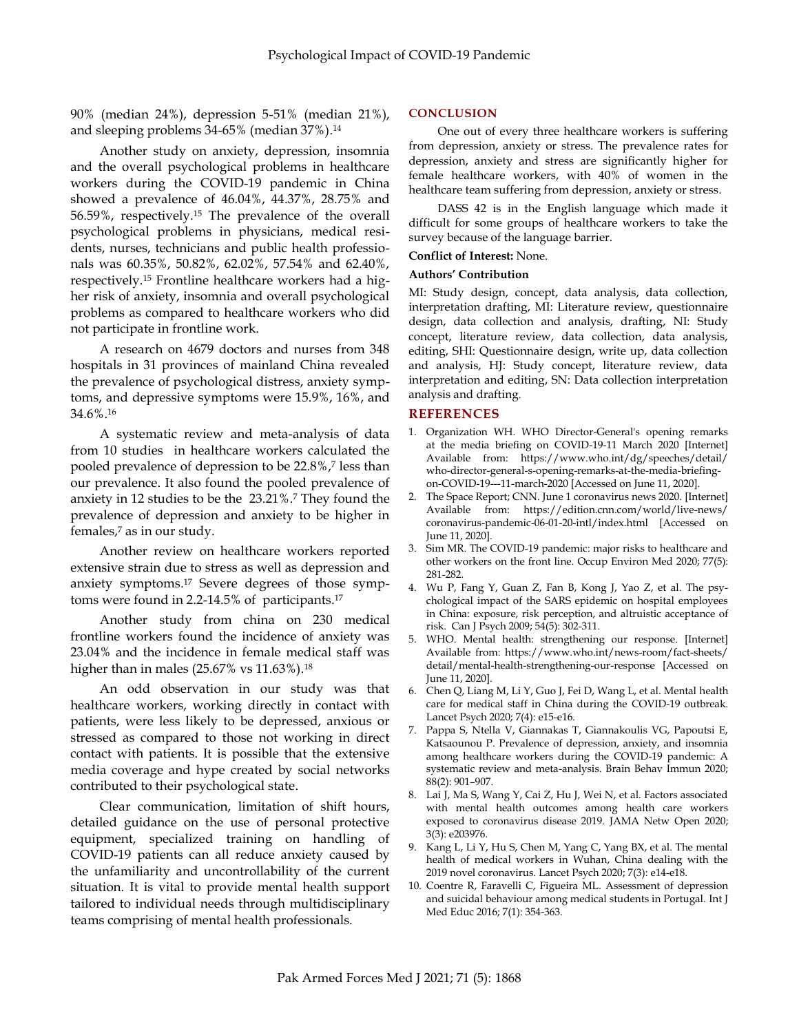90% (median 24%), depression 5-51% (median 21%), and sleeping problems 34-65% (median 37%).[14]

Another study on anxiety, depression, insomnia and the overall psychological problems in healthcare workers during the COVID-19 pandemic in China showed a prevalence of 46.04%, 44.37%, 28.75% and 56.59%, respectively.[15] The prevalence of the overall psychological problems in physicians, medical residents, nurses, technicians and public health professionals was 60.35%, 50.82%, 62.02%, 57.54% and 62.40%, respectively.[15] Frontline healthcare workers had a higher risk of anxiety, insomnia and overall psychological problems as compared to healthcare workers who did not participate in frontline work.

A research on 4679 doctors and nurses from 348 hospitals in 31 provinces of mainland China revealed the prevalence of psychological distress, anxiety symptoms, and depressive symptoms were 15.9%, 16%, and 34.6%.[16]

A systematic review and meta-analysis of data from 10 studies in healthcare workers calculated the pooled prevalence of depression to be 22.8%,[7] less than our prevalence. It also found the pooled prevalence of anxiety in 12 studies to be the 23.21%.[7] They found the prevalence of depression and anxiety to be higher in females,[7] as in our study.

Another review on healthcare workers reported extensive strain due to stress as well as depression and anxiety symptoms.[17] Severe degrees of those symptoms were found in 2.2-14.5% of participants.[17]

Another study from china on 230 medical frontline workers found the incidence of anxiety was 23.04% and the incidence in female medical staff was higher than in males (25.67% vs 11.63%).[18]

An odd observation in our study was that healthcare workers, working directly in contact with patients, were less likely to be depressed, anxious or stressed as compared to those not working in direct contact with patients. It is possible that the extensive media coverage and hype created by social networks contributed to their psychological state.

Clear communication, limitation of shift hours, detailed guidance on the use of personal protective equipment, specialized training on handling of COVID-19 patients can all reduce anxiety caused by the unfamiliarity and uncontrollability of the current situation. It is vital to provide mental health support tailored to individual needs through multidisciplinary teams comprising of mental health professionals.

## CONCLUSION

One out of every three healthcare workers is suffering from depression, anxiety or stress. The prevalence rates for depression, anxiety and stress are significantly higher for female healthcare workers, with 40% of women in the healthcare team suffering from depression, anxiety or stress.

DASS 42 is in the English language which made it difficult for some groups of healthcare workers to take the survey because of the language barrier.

**Conflict of Interest:** None.

**Authors' Contribution**

MI: Study design, concept, data analysis, data collection, interpretation drafting, MI: Literature review, questionnaire design, data collection and analysis, drafting, NI: Study concept, literature review, data collection, data analysis, editing, SHI: Questionnaire design, write up, data collection and analysis, HJ: Study concept, literature review, data interpretation and editing, SN: Data collection interpretation analysis and drafting.

## REFERENCES

1. Organization WH. WHO Director-General's opening remarks at the media briefing on COVID-19-11 March 2020 [Internet] Available from: https://www.who.int/dg/speeches/detail/who-director-general-s-opening-remarks-at-the-media-briefing-on-COVID-19---11-march-2020 [Accessed on June 11, 2020].
2. The Space Report; CNN. June 1 coronavirus news 2020. [Internet] Available from: https://edition.cnn.com/world/live-news/coronavirus-pandemic-06-01-20-intl/index.html [Accessed on June 11, 2020].
3. Sim MR. The COVID-19 pandemic: major risks to healthcare and other workers on the front line. Occup Environ Med 2020; 77(5): 281-282.
4. Wu P, Fang Y, Guan Z, Fan B, Kong J, Yao Z, et al. The psychological impact of the SARS epidemic on hospital employees in China: exposure, risk perception, and altruistic acceptance of risk. Can J Psych 2009; 54(5): 302-311.
5. WHO. Mental health: strengthening our response. [Internet] Available from: https://www.who.int/news-room/fact-sheets/detail/mental-health-strengthening-our-response [Accessed on June 11, 2020].
6. Chen Q, Liang M, Li Y, Guo J, Fei D, Wang L, et al. Mental health care for medical staff in China during the COVID-19 outbreak. Lancet Psych 2020; 7(4): e15-e16.
7. Pappa S, Ntella V, Giannakas T, Giannakoulis VG, Papoutsi E, Katsaounou P. Prevalence of depression, anxiety, and insomnia among healthcare workers during the COVID-19 pandemic: A systematic review and meta-analysis. Brain Behav Immun 2020; 88(2): 901–907.
8. Lai J, Ma S, Wang Y, Cai Z, Hu J, Wei N, et al. Factors associated with mental health outcomes among health care workers exposed to coronavirus disease 2019. JAMA Netw Open 2020; 3(3): e203976.
9. Kang L, Li Y, Hu S, Chen M, Yang C, Yang BX, et al. The mental health of medical workers in Wuhan, China dealing with the 2019 novel coronavirus. Lancet Psych 2020; 7(3): e14-e18.
10. Coentre R, Faravelli C, Figueira ML. Assessment of depression and suicidal behaviour among medical students in Portugal. Int J Med Educ 2016; 7(1): 354-363.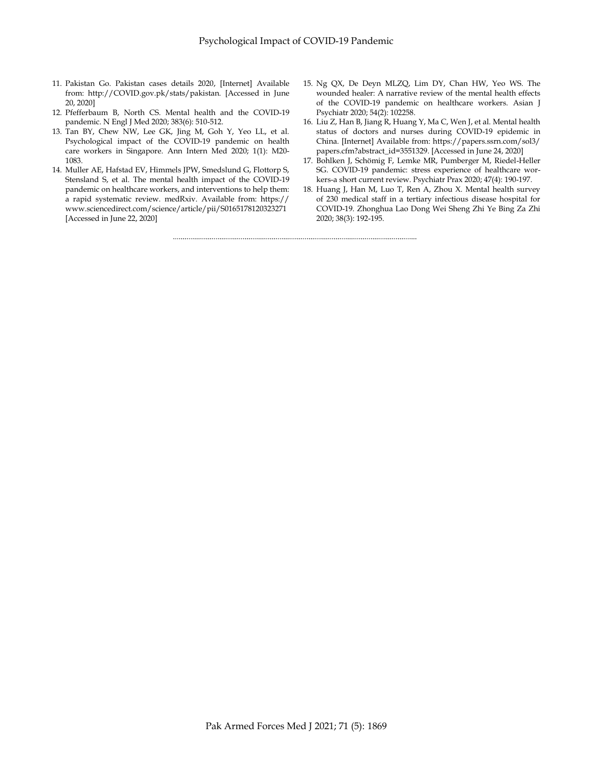11. Pakistan Go. Pakistan cases details 2020, [Internet] Available from: http://COVID.gov.pk/stats/pakistan. [Accessed in June 20, 2020]
12. Pfefferbaum B, North CS. Mental health and the COVID-19 pandemic. N Engl J Med 2020; 383(6): 510-512.
13. Tan BY, Chew NW, Lee GK, Jing M, Goh Y, Yeo LL, et al. Psychological impact of the COVID-19 pandemic on health care workers in Singapore. Ann Intern Med 2020; 1(1): M20-1083.
14. Muller AE, Hafstad EV, Himmels JPW, Smedslund G, Flottorp S, Stensland S, et al. The mental health impact of the COVID-19 pandemic on healthcare workers, and interventions to help them: a rapid systematic review. medRxiv. Available from: https://www.sciencedirect.com/science/article/pii/S0165178120323271 [Accessed in June 22, 2020]
15. Ng QX, De Deyn MLZQ, Lim DY, Chan HW, Yeo WS. The wounded healer: A narrative review of the mental health effects of the COVID-19 pandemic on healthcare workers. Asian J Psychiatr 2020; 54(2): 102258.
16. Liu Z, Han B, Jiang R, Huang Y, Ma C, Wen J, et al. Mental health status of doctors and nurses during COVID-19 epidemic in China. [Internet] Available from: https://papers.ssrn.com/sol3/papers.cfm?abstract_id=3551329. [Accessed in June 24, 2020]
17. Bohlken J, Schömig F, Lemke MR, Pumberger M, Riedel-Heller SG. COVID-19 pandemic: stress experience of healthcare workers-a short current review. Psychiatr Prax 2020; 47(4): 190-197.
18. Huang J, Han M, Luo T, Ren A, Zhou X. Mental health survey of 230 medical staff in a tertiary infectious disease hospital for COVID-19. Zhonghua Lao Dong Wei Sheng Zhi Ye Bing Za Zhi 2020; 38(3): 192-195.